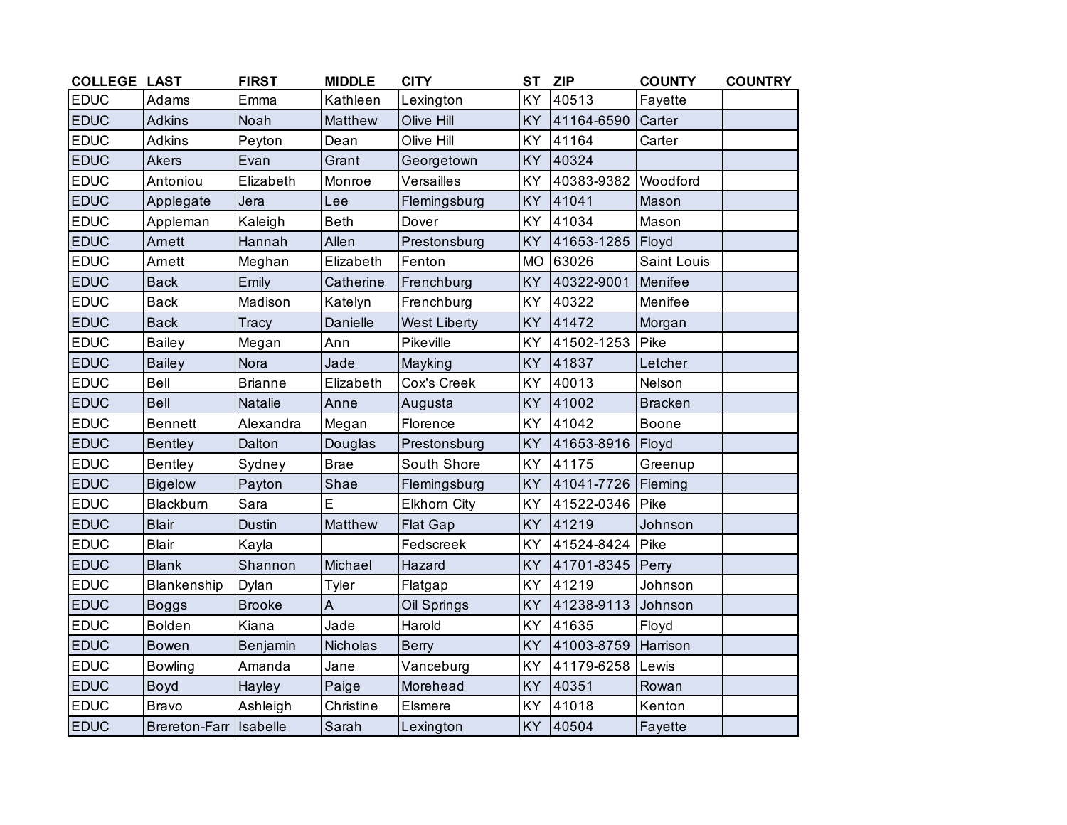| COLLEGE | LAST | FIRST | MIDDLE | CITY | ST | ZIP | COUNTY | COUNTRY |
|---|---|---|---|---|---|---|---|---|
| EDUC | Adams | Emma | Kathleen | Lexington | KY | 40513 | Fayette | |
| EDUC | Adkins | Noah | Matthew | Olive Hill | KY | 41164-6590 | Carter | |
| EDUC | Adkins | Peyton | Dean | Olive Hill | KY | 41164 | Carter | |
| EDUC | Akers | Evan | Grant | Georgetown | KY | 40324 | | |
| EDUC | Antoniou | Elizabeth | Monroe | Versailles | KY | 40383-9382 | Woodford | |
| EDUC | Applegate | Jera | Lee | Flemingsburg | KY | 41041 | Mason | |
| EDUC | Appleman | Kaleigh | Beth | Dover | KY | 41034 | Mason | |
| EDUC | Arnett | Hannah | Allen | Prestonsburg | KY | 41653-1285 | Floyd | |
| EDUC | Arnett | Meghan | Elizabeth | Fenton | MO | 63026 | Saint Louis | |
| EDUC | Back | Emily | Catherine | Frenchburg | KY | 40322-9001 | Menifee | |
| EDUC | Back | Madison | Katelyn | Frenchburg | KY | 40322 | Menifee | |
| EDUC | Back | Tracy | Danielle | West Liberty | KY | 41472 | Morgan | |
| EDUC | Bailey | Megan | Ann | Pikeville | KY | 41502-1253 | Pike | |
| EDUC | Bailey | Nora | Jade | Mayking | KY | 41837 | Letcher | |
| EDUC | Bell | Brianne | Elizabeth | Cox's Creek | KY | 40013 | Nelson | |
| EDUC | Bell | Natalie | Anne | Augusta | KY | 41002 | Bracken | |
| EDUC | Bennett | Alexandra | Megan | Florence | KY | 41042 | Boone | |
| EDUC | Bentley | Dalton | Douglas | Prestonsburg | KY | 41653-8916 | Floyd | |
| EDUC | Bentley | Sydney | Brae | South Shore | KY | 41175 | Greenup | |
| EDUC | Bigelow | Payton | Shae | Flemingsburg | KY | 41041-7726 | Fleming | |
| EDUC | Blackburn | Sara | E | Elkhorn City | KY | 41522-0346 | Pike | |
| EDUC | Blair | Dustin | Matthew | Flat Gap | KY | 41219 | Johnson | |
| EDUC | Blair | Kayla | | Fedscreek | KY | 41524-8424 | Pike | |
| EDUC | Blank | Shannon | Michael | Hazard | KY | 41701-8345 | Perry | |
| EDUC | Blankenship | Dylan | Tyler | Flatgap | KY | 41219 | Johnson | |
| EDUC | Boggs | Brooke | A | Oil Springs | KY | 41238-9113 | Johnson | |
| EDUC | Bolden | Kiana | Jade | Harold | KY | 41635 | Floyd | |
| EDUC | Bowen | Benjamin | Nicholas | Berry | KY | 41003-8759 | Harrison | |
| EDUC | Bowling | Amanda | Jane | Vanceburg | KY | 41179-6258 | Lewis | |
| EDUC | Boyd | Hayley | Paige | Morehead | KY | 40351 | Rowan | |
| EDUC | Bravo | Ashleigh | Christine | Elsmere | KY | 41018 | Kenton | |
| EDUC | Brereton-Farr | Isabelle | Sarah | Lexington | KY | 40504 | Fayette | |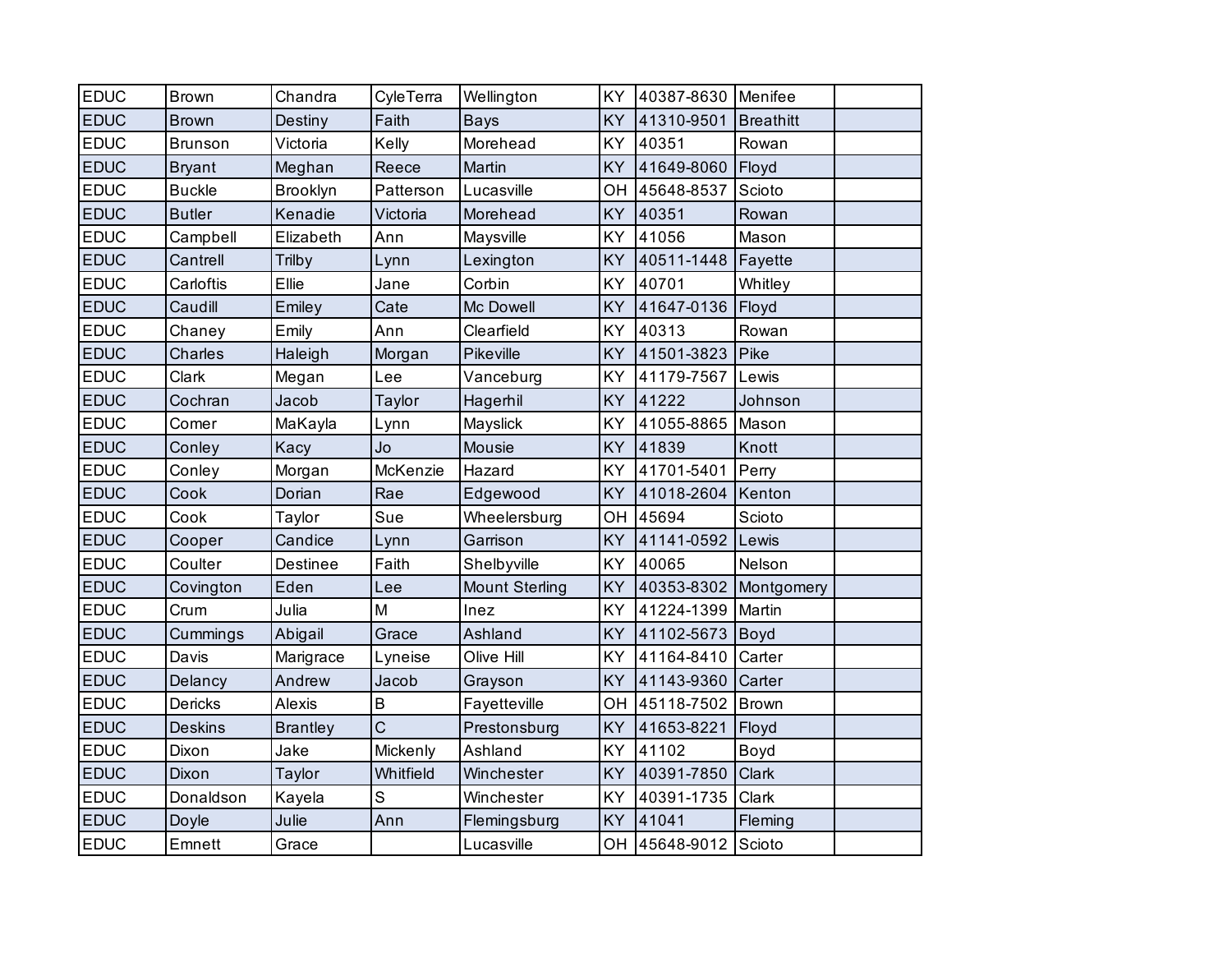| | | | | | | | | |
|---|---|---|---|---|---|---|---|---|
| EDUC | Brown | Chandra | CyleTerra | Wellington | KY | 40387-8630 | Menifee | |
| EDUC | Brown | Destiny | Faith | Bays | KY | 41310-9501 | Breathitt | |
| EDUC | Brunson | Victoria | Kelly | Morehead | KY | 40351 | Rowan | |
| EDUC | Bryant | Meghan | Reece | Martin | KY | 41649-8060 | Floyd | |
| EDUC | Buckle | Brooklyn | Patterson | Lucasville | OH | 45648-8537 | Scioto | |
| EDUC | Butler | Kenadie | Victoria | Morehead | KY | 40351 | Rowan | |
| EDUC | Campbell | Elizabeth | Ann | Maysville | KY | 41056 | Mason | |
| EDUC | Cantrell | Trilby | Lynn | Lexington | KY | 40511-1448 | Fayette | |
| EDUC | Carloftis | Ellie | Jane | Corbin | KY | 40701 | Whitley | |
| EDUC | Caudill | Emiley | Cate | Mc Dowell | KY | 41647-0136 | Floyd | |
| EDUC | Chaney | Emily | Ann | Clearfield | KY | 40313 | Rowan | |
| EDUC | Charles | Haleigh | Morgan | Pikeville | KY | 41501-3823 | Pike | |
| EDUC | Clark | Megan | Lee | Vanceburg | KY | 41179-7567 | Lewis | |
| EDUC | Cochran | Jacob | Taylor | Hagerhil | KY | 41222 | Johnson | |
| EDUC | Comer | MaKayla | Lynn | Mayslick | KY | 41055-8865 | Mason | |
| EDUC | Conley | Kacy | Jo | Mousie | KY | 41839 | Knott | |
| EDUC | Conley | Morgan | McKenzie | Hazard | KY | 41701-5401 | Perry | |
| EDUC | Cook | Dorian | Rae | Edgewood | KY | 41018-2604 | Kenton | |
| EDUC | Cook | Taylor | Sue | Wheelersburg | OH | 45694 | Scioto | |
| EDUC | Cooper | Candice | Lynn | Garrison | KY | 41141-0592 | Lewis | |
| EDUC | Coulter | Destinee | Faith | Shelbyville | KY | 40065 | Nelson | |
| EDUC | Covington | Eden | Lee | Mount Sterling | KY | 40353-8302 | Montgomery | |
| EDUC | Crum | Julia | M | Inez | KY | 41224-1399 | Martin | |
| EDUC | Cummings | Abigail | Grace | Ashland | KY | 41102-5673 | Boyd | |
| EDUC | Davis | Marigrace | Lyneise | Olive Hill | KY | 41164-8410 | Carter | |
| EDUC | Delancy | Andrew | Jacob | Grayson | KY | 41143-9360 | Carter | |
| EDUC | Dericks | Alexis | B | Fayetteville | OH | 45118-7502 | Brown | |
| EDUC | Deskins | Brantley | C | Prestonsburg | KY | 41653-8221 | Floyd | |
| EDUC | Dixon | Jake | Mickenly | Ashland | KY | 41102 | Boyd | |
| EDUC | Dixon | Taylor | Whitfield | Winchester | KY | 40391-7850 | Clark | |
| EDUC | Donaldson | Kayela | S | Winchester | KY | 40391-1735 | Clark | |
| EDUC | Doyle | Julie | Ann | Flemingsburg | KY | 41041 | Fleming | |
| EDUC | Emnett | Grace | | Lucasville | OH | 45648-9012 | Scioto | |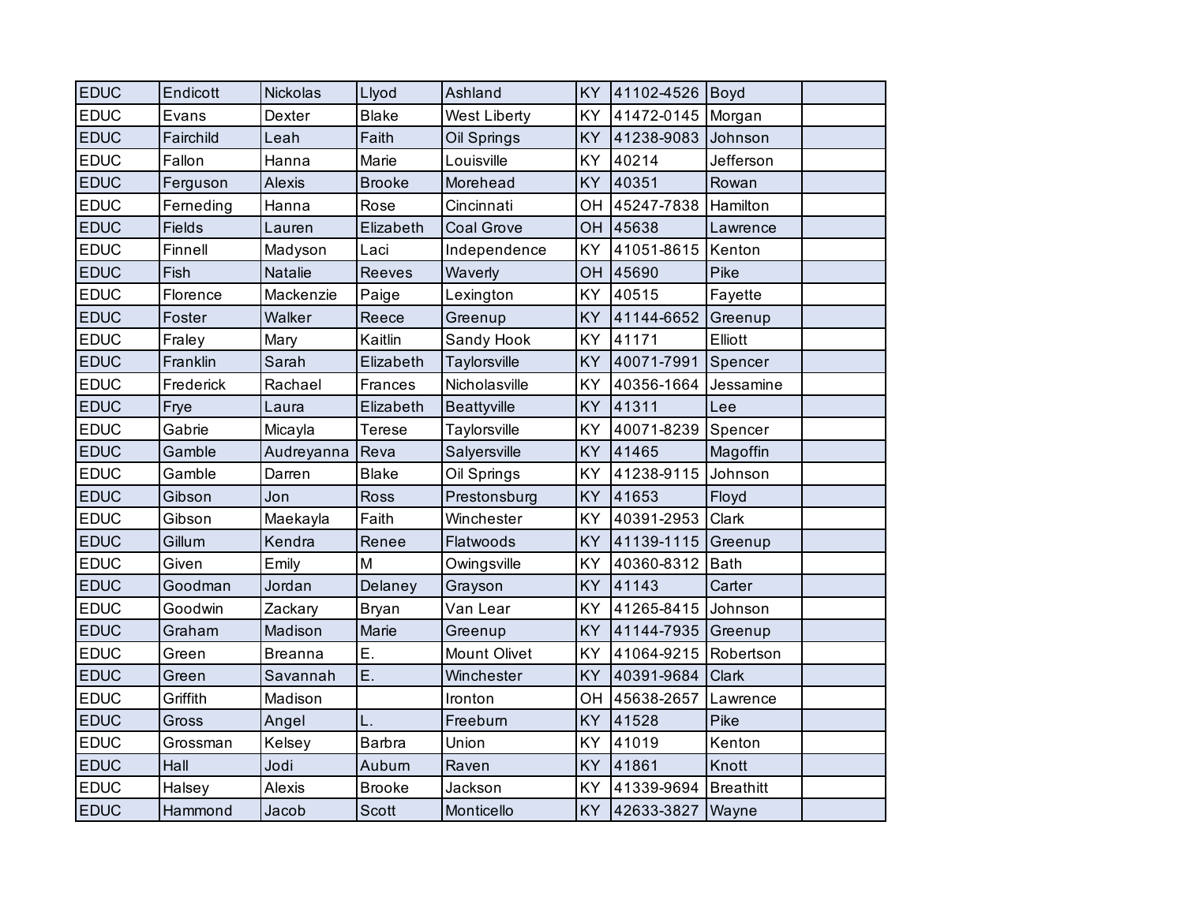| | | | | | | | | |
|---|---|---|---|---|---|---|---|---|
| EDUC | Endicott | Nickolas | Llyod | Ashland | KY | 41102-4526 | Boyd | |
| EDUC | Evans | Dexter | Blake | West Liberty | KY | 41472-0145 | Morgan | |
| EDUC | Fairchild | Leah | Faith | Oil Springs | KY | 41238-9083 | Johnson | |
| EDUC | Fallon | Hanna | Marie | Louisville | KY | 40214 | Jefferson | |
| EDUC | Ferguson | Alexis | Brooke | Morehead | KY | 40351 | Rowan | |
| EDUC | Ferneding | Hanna | Rose | Cincinnati | OH | 45247-7838 | Hamilton | |
| EDUC | Fields | Lauren | Elizabeth | Coal Grove | OH | 45638 | Lawrence | |
| EDUC | Finnell | Madyson | Laci | Independence | KY | 41051-8615 | Kenton | |
| EDUC | Fish | Natalie | Reeves | Waverly | OH | 45690 | Pike | |
| EDUC | Florence | Mackenzie | Paige | Lexington | KY | 40515 | Fayette | |
| EDUC | Foster | Walker | Reece | Greenup | KY | 41144-6652 | Greenup | |
| EDUC | Fraley | Mary | Kaitlin | Sandy Hook | KY | 41171 | Elliott | |
| EDUC | Franklin | Sarah | Elizabeth | Taylorsville | KY | 40071-7991 | Spencer | |
| EDUC | Frederick | Rachael | Frances | Nicholasville | KY | 40356-1664 | Jessamine | |
| EDUC | Frye | Laura | Elizabeth | Beattyville | KY | 41311 | Lee | |
| EDUC | Gabrie | Micayla | Terese | Taylorsville | KY | 40071-8239 | Spencer | |
| EDUC | Gamble | Audreyanna | Reva | Salyersville | KY | 41465 | Magoffin | |
| EDUC | Gamble | Darren | Blake | Oil Springs | KY | 41238-9115 | Johnson | |
| EDUC | Gibson | Jon | Ross | Prestonsburg | KY | 41653 | Floyd | |
| EDUC | Gibson | Maekayla | Faith | Winchester | KY | 40391-2953 | Clark | |
| EDUC | Gillum | Kendra | Renee | Flatwoods | KY | 41139-1115 | Greenup | |
| EDUC | Given | Emily | M | Owingsville | KY | 40360-8312 | Bath | |
| EDUC | Goodman | Jordan | Delaney | Grayson | KY | 41143 | Carter | |
| EDUC | Goodwin | Zackary | Bryan | Van Lear | KY | 41265-8415 | Johnson | |
| EDUC | Graham | Madison | Marie | Greenup | KY | 41144-7935 | Greenup | |
| EDUC | Green | Breanna | E. | Mount Olivet | KY | 41064-9215 | Robertson | |
| EDUC | Green | Savannah | E. | Winchester | KY | 40391-9684 | Clark | |
| EDUC | Griffith | Madison | | Ironton | OH | 45638-2657 | Lawrence | |
| EDUC | Gross | Angel | L. | Freeburn | KY | 41528 | Pike | |
| EDUC | Grossman | Kelsey | Barbra | Union | KY | 41019 | Kenton | |
| EDUC | Hall | Jodi | Auburn | Raven | KY | 41861 | Knott | |
| EDUC | Halsey | Alexis | Brooke | Jackson | KY | 41339-9694 | Breathitt | |
| EDUC | Hammond | Jacob | Scott | Monticello | KY | 42633-3827 | Wayne | |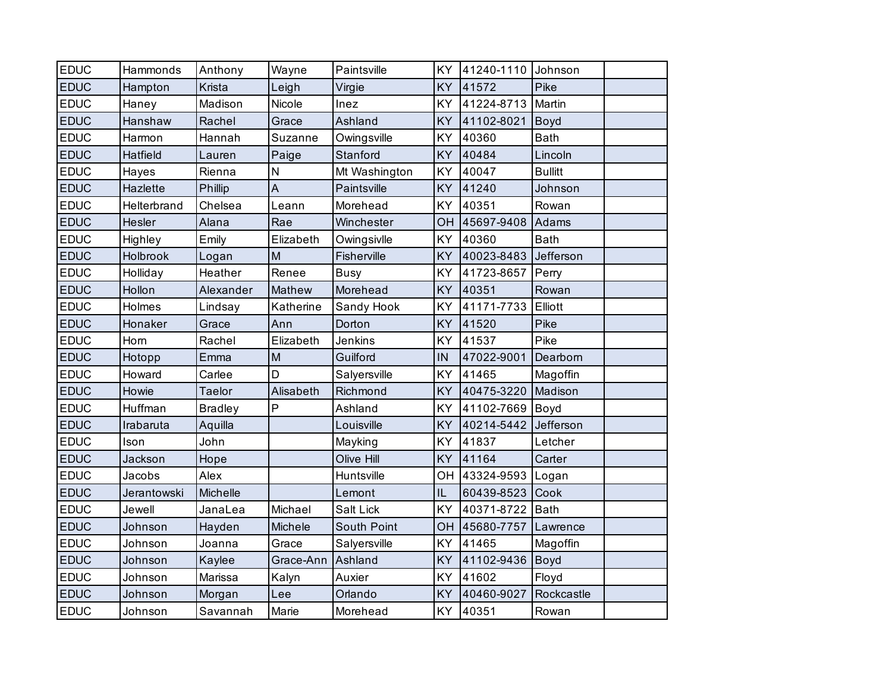| | | | | | | | | |
|---|---|---|---|---|---|---|---|---|
| EDUC | Hammonds | Anthony | Wayne | Paintsville | KY | 41240-1110 | Johnson | |
| EDUC | Hampton | Krista | Leigh | Virgie | KY | 41572 | Pike | |
| EDUC | Haney | Madison | Nicole | Inez | KY | 41224-8713 | Martin | |
| EDUC | Hanshaw | Rachel | Grace | Ashland | KY | 41102-8021 | Boyd | |
| EDUC | Harmon | Hannah | Suzanne | Owingsville | KY | 40360 | Bath | |
| EDUC | Hatfield | Lauren | Paige | Stanford | KY | 40484 | Lincoln | |
| EDUC | Hayes | Rienna | N | Mt Washington | KY | 40047 | Bullitt | |
| EDUC | Hazlette | Phillip | A | Paintsville | KY | 41240 | Johnson | |
| EDUC | Helterbrand | Chelsea | Leann | Morehead | KY | 40351 | Rowan | |
| EDUC | Hesler | Alana | Rae | Winchester | OH | 45697-9408 | Adams | |
| EDUC | Highley | Emily | Elizabeth | Owingsivlle | KY | 40360 | Bath | |
| EDUC | Holbrook | Logan | M | Fisherville | KY | 40023-8483 | Jefferson | |
| EDUC | Holliday | Heather | Renee | Busy | KY | 41723-8657 | Perry | |
| EDUC | Hollon | Alexander | Mathew | Morehead | KY | 40351 | Rowan | |
| EDUC | Holmes | Lindsay | Katherine | Sandy Hook | KY | 41171-7733 | Elliott | |
| EDUC | Honaker | Grace | Ann | Dorton | KY | 41520 | Pike | |
| EDUC | Horn | Rachel | Elizabeth | Jenkins | KY | 41537 | Pike | |
| EDUC | Hotopp | Emma | M | Guilford | IN | 47022-9001 | Dearborn | |
| EDUC | Howard | Carlee | D | Salyersville | KY | 41465 | Magoffin | |
| EDUC | Howie | Taelor | Alisabeth | Richmond | KY | 40475-3220 | Madison | |
| EDUC | Huffman | Bradley | P | Ashland | KY | 41102-7669 | Boyd | |
| EDUC | Irabaruta | Aquilla | | Louisville | KY | 40214-5442 | Jefferson | |
| EDUC | Ison | John | | Mayking | KY | 41837 | Letcher | |
| EDUC | Jackson | Hope | | Olive Hill | KY | 41164 | Carter | |
| EDUC | Jacobs | Alex | | Huntsville | OH | 43324-9593 | Logan | |
| EDUC | Jerantowski | Michelle | | Lemont | IL | 60439-8523 | Cook | |
| EDUC | Jewell | JanaLea | Michael | Salt Lick | KY | 40371-8722 | Bath | |
| EDUC | Johnson | Hayden | Michele | South Point | OH | 45680-7757 | Lawrence | |
| EDUC | Johnson | Joanna | Grace | Salyersville | KY | 41465 | Magoffin | |
| EDUC | Johnson | Kaylee | Grace-Ann | Ashland | KY | 41102-9436 | Boyd | |
| EDUC | Johnson | Marissa | Kalyn | Auxier | KY | 41602 | Floyd | |
| EDUC | Johnson | Morgan | Lee | Orlando | KY | 40460-9027 | Rockcastle | |
| EDUC | Johnson | Savannah | Marie | Morehead | KY | 40351 | Rowan | |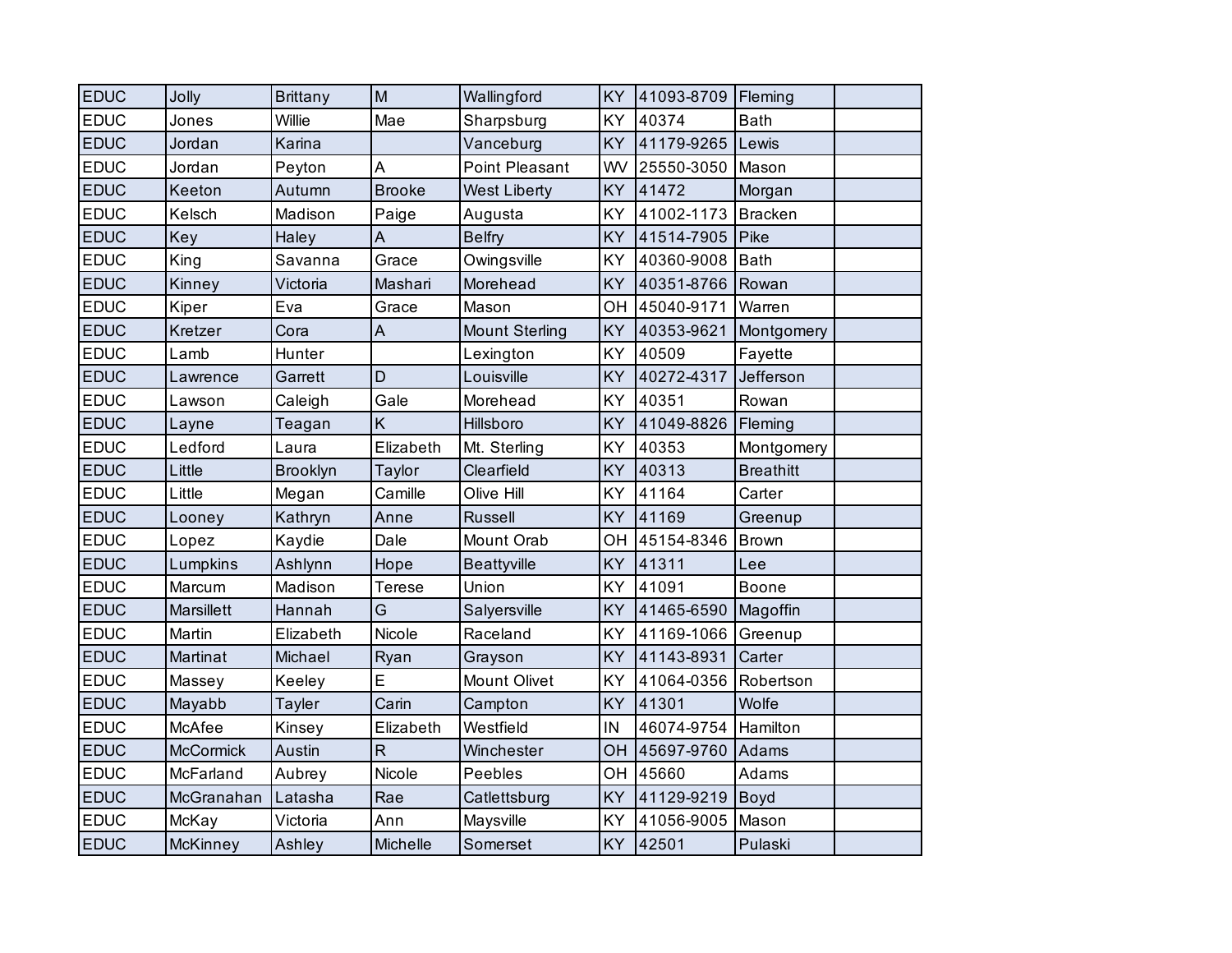| EDUC | Jolly | Brittany | M | Wallingford | KY | 41093-8709 | Fleming | |
|---|---|---|---|---|---|---|---|---|
| EDUC | Jones | Willie | Mae | Sharpsburg | KY | 40374 | Bath | |
| EDUC | Jordan | Karina | | Vanceburg | KY | 41179-9265 | Lewis | |
| EDUC | Jordan | Peyton | A | Point Pleasant | WV | 25550-3050 | Mason | |
| EDUC | Keeton | Autumn | Brooke | West Liberty | KY | 41472 | Morgan | |
| EDUC | Kelsch | Madison | Paige | Augusta | KY | 41002-1173 | Bracken | |
| EDUC | Key | Haley | A | Belfry | KY | 41514-7905 | Pike | |
| EDUC | King | Savanna | Grace | Owingsville | KY | 40360-9008 | Bath | |
| EDUC | Kinney | Victoria | Mashari | Morehead | KY | 40351-8766 | Rowan | |
| EDUC | Kiper | Eva | Grace | Mason | OH | 45040-9171 | Warren | |
| EDUC | Kretzer | Cora | A | Mount Sterling | KY | 40353-9621 | Montgomery | |
| EDUC | Lamb | Hunter | | Lexington | KY | 40509 | Fayette | |
| EDUC | Lawrence | Garrett | D | Louisville | KY | 40272-4317 | Jefferson | |
| EDUC | Lawson | Caleigh | Gale | Morehead | KY | 40351 | Rowan | |
| EDUC | Layne | Teagan | K | Hillsboro | KY | 41049-8826 | Fleming | |
| EDUC | Ledford | Laura | Elizabeth | Mt. Sterling | KY | 40353 | Montgomery | |
| EDUC | Little | Brooklyn | Taylor | Clearfield | KY | 40313 | Breathitt | |
| EDUC | Little | Megan | Camille | Olive Hill | KY | 41164 | Carter | |
| EDUC | Looney | Kathryn | Anne | Russell | KY | 41169 | Greenup | |
| EDUC | Lopez | Kaydie | Dale | Mount Orab | OH | 45154-8346 | Brown | |
| EDUC | Lumpkins | Ashlynn | Hope | Beattyville | KY | 41311 | Lee | |
| EDUC | Marcum | Madison | Terese | Union | KY | 41091 | Boone | |
| EDUC | Marsillett | Hannah | G | Salyersville | KY | 41465-6590 | Magoffin | |
| EDUC | Martin | Elizabeth | Nicole | Raceland | KY | 41169-1066 | Greenup | |
| EDUC | Martinat | Michael | Ryan | Grayson | KY | 41143-8931 | Carter | |
| EDUC | Massey | Keeley | E | Mount Olivet | KY | 41064-0356 | Robertson | |
| EDUC | Mayabb | Tayler | Carin | Campton | KY | 41301 | Wolfe | |
| EDUC | McAfee | Kinsey | Elizabeth | Westfield | IN | 46074-9754 | Hamilton | |
| EDUC | McCormick | Austin | R | Winchester | OH | 45697-9760 | Adams | |
| EDUC | McFarland | Aubrey | Nicole | Peebles | OH | 45660 | Adams | |
| EDUC | McGranahan | Latasha | Rae | Catlettsburg | KY | 41129-9219 | Boyd | |
| EDUC | McKay | Victoria | Ann | Maysville | KY | 41056-9005 | Mason | |
| EDUC | McKinney | Ashley | Michelle | Somerset | KY | 42501 | Pulaski | |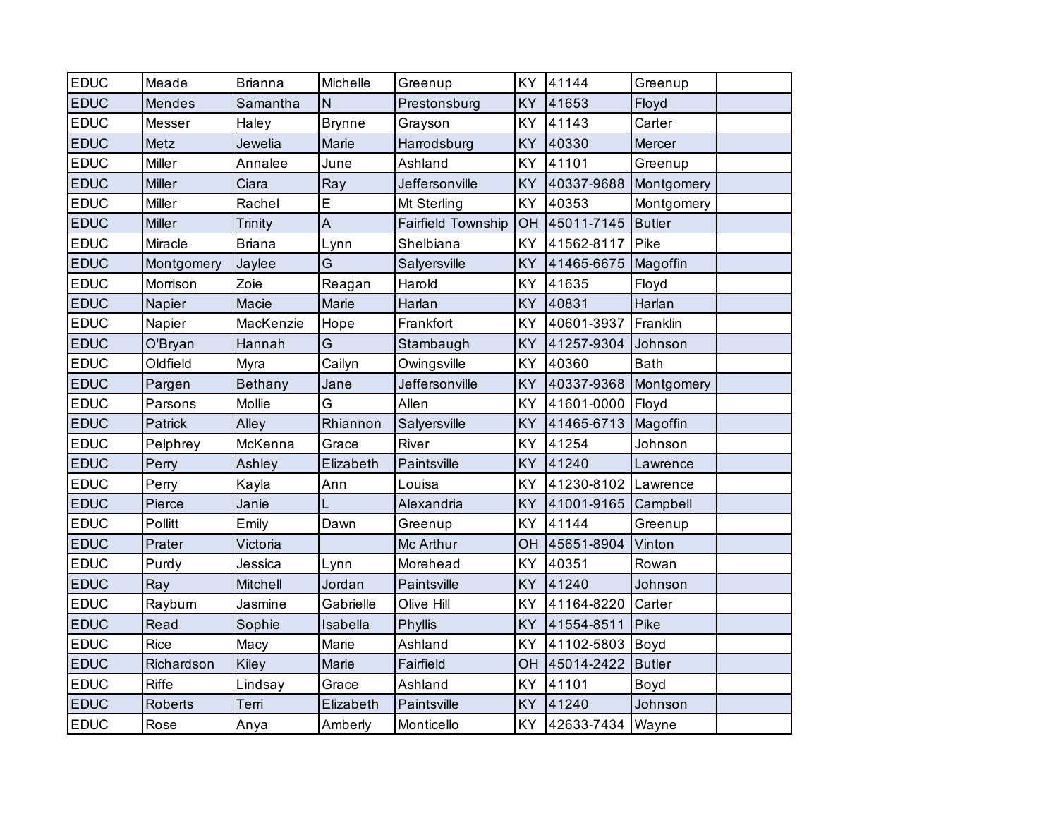| | | | | | | | | |
|---|---|---|---|---|---|---|---|---|
| EDUC | Meade | Brianna | Michelle | Greenup | KY | 41144 | Greenup | |
| EDUC | Mendes | Samantha | N | Prestonsburg | KY | 41653 | Floyd | |
| EDUC | Messer | Haley | Brynne | Grayson | KY | 41143 | Carter | |
| EDUC | Metz | Jewelia | Marie | Harrodsburg | KY | 40330 | Mercer | |
| EDUC | Miller | Annalee | June | Ashland | KY | 41101 | Greenup | |
| EDUC | Miller | Ciara | Ray | Jeffersonville | KY | 40337-9688 | Montgomery | |
| EDUC | Miller | Rachel | E | Mt Sterling | KY | 40353 | Montgomery | |
| EDUC | Miller | Trinity | A | Fairfield Township | OH | 45011-7145 | Butler | |
| EDUC | Miracle | Briana | Lynn | Shelbiana | KY | 41562-8117 | Pike | |
| EDUC | Montgomery | Jaylee | G | Salyersville | KY | 41465-6675 | Magoffin | |
| EDUC | Morrison | Zoie | Reagan | Harold | KY | 41635 | Floyd | |
| EDUC | Napier | Macie | Marie | Harlan | KY | 40831 | Harlan | |
| EDUC | Napier | MacKenzie | Hope | Frankfort | KY | 40601-3937 | Franklin | |
| EDUC | O'Bryan | Hannah | G | Stambaugh | KY | 41257-9304 | Johnson | |
| EDUC | Oldfield | Myra | Cailyn | Owingsville | KY | 40360 | Bath | |
| EDUC | Pargen | Bethany | Jane | Jeffersonville | KY | 40337-9368 | Montgomery | |
| EDUC | Parsons | Mollie | G | Allen | KY | 41601-0000 | Floyd | |
| EDUC | Patrick | Alley | Rhiannon | Salyersville | KY | 41465-6713 | Magoffin | |
| EDUC | Pelphrey | McKenna | Grace | River | KY | 41254 | Johnson | |
| EDUC | Perry | Ashley | Elizabeth | Paintsville | KY | 41240 | Lawrence | |
| EDUC | Perry | Kayla | Ann | Louisa | KY | 41230-8102 | Lawrence | |
| EDUC | Pierce | Janie | L | Alexandria | KY | 41001-9165 | Campbell | |
| EDUC | Pollitt | Emily | Dawn | Greenup | KY | 41144 | Greenup | |
| EDUC | Prater | Victoria | | Mc Arthur | OH | 45651-8904 | Vinton | |
| EDUC | Purdy | Jessica | Lynn | Morehead | KY | 40351 | Rowan | |
| EDUC | Ray | Mitchell | Jordan | Paintsville | KY | 41240 | Johnson | |
| EDUC | Rayburn | Jasmine | Gabrielle | Olive Hill | KY | 41164-8220 | Carter | |
| EDUC | Read | Sophie | Isabella | Phyllis | KY | 41554-8511 | Pike | |
| EDUC | Rice | Macy | Marie | Ashland | KY | 41102-5803 | Boyd | |
| EDUC | Richardson | Kiley | Marie | Fairfield | OH | 45014-2422 | Butler | |
| EDUC | Riffe | Lindsay | Grace | Ashland | KY | 41101 | Boyd | |
| EDUC | Roberts | Terri | Elizabeth | Paintsville | KY | 41240 | Johnson | |
| EDUC | Rose | Anya | Amberly | Monticello | KY | 42633-7434 | Wayne | |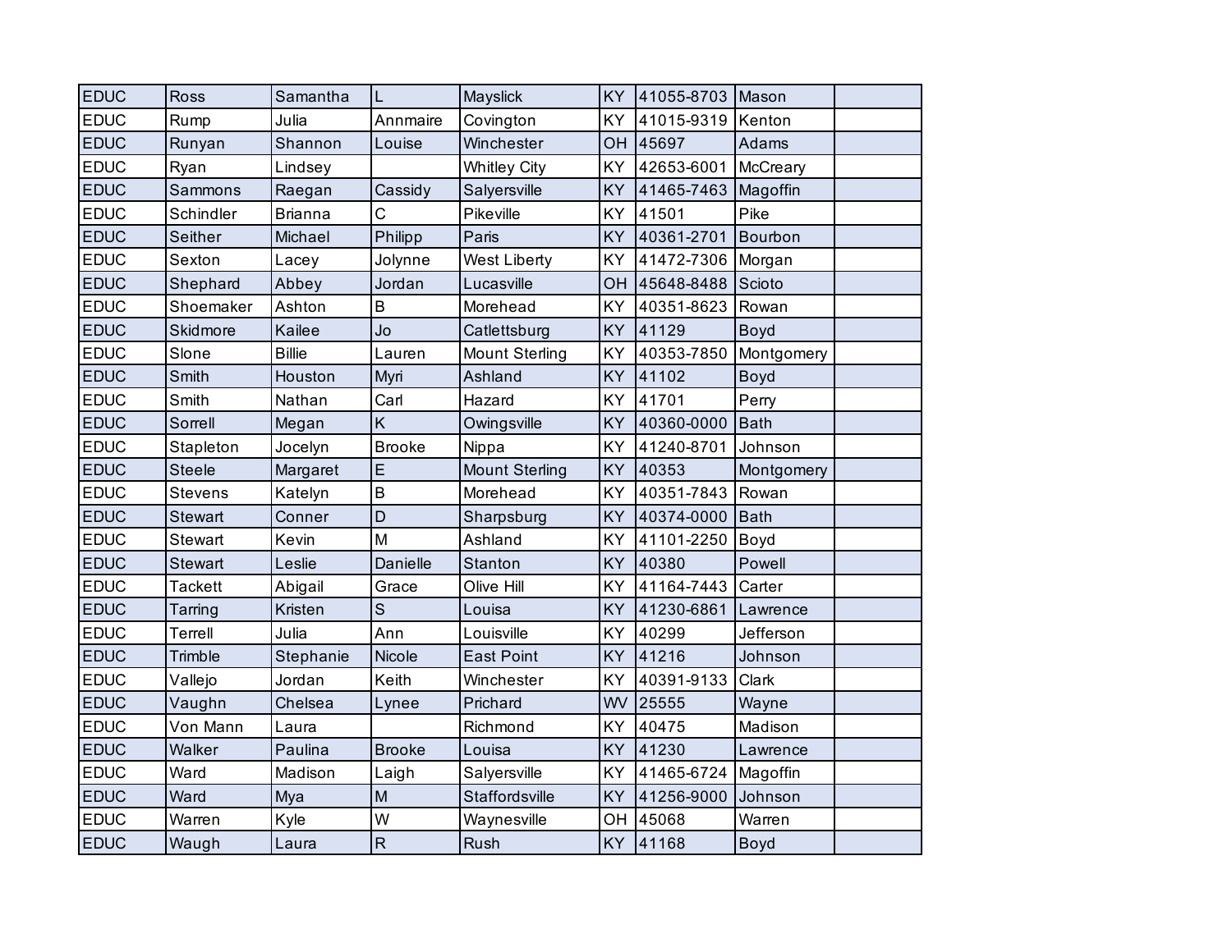| | | | | | | | | |
|---|---|---|---|---|---|---|---|---|
| EDUC | Ross | Samantha | L | Mayslick | KY | 41055-8703 | Mason | |
| EDUC | Rump | Julia | Annmaire | Covington | KY | 41015-9319 | Kenton | |
| EDUC | Runyan | Shannon | Louise | Winchester | OH | 45697 | Adams | |
| EDUC | Ryan | Lindsey | | Whitley City | KY | 42653-6001 | McCreary | |
| EDUC | Sammons | Raegan | Cassidy | Salyersville | KY | 41465-7463 | Magoffin | |
| EDUC | Schindler | Brianna | C | Pikeville | KY | 41501 | Pike | |
| EDUC | Seither | Michael | Philipp | Paris | KY | 40361-2701 | Bourbon | |
| EDUC | Sexton | Lacey | Jolynne | West Liberty | KY | 41472-7306 | Morgan | |
| EDUC | Shephard | Abbey | Jordan | Lucasville | OH | 45648-8488 | Scioto | |
| EDUC | Shoemaker | Ashton | B | Morehead | KY | 40351-8623 | Rowan | |
| EDUC | Skidmore | Kailee | Jo | Catlettsburg | KY | 41129 | Boyd | |
| EDUC | Slone | Billie | Lauren | Mount Sterling | KY | 40353-7850 | Montgomery | |
| EDUC | Smith | Houston | Myri | Ashland | KY | 41102 | Boyd | |
| EDUC | Smith | Nathan | Carl | Hazard | KY | 41701 | Perry | |
| EDUC | Sorrell | Megan | K | Owingsville | KY | 40360-0000 | Bath | |
| EDUC | Stapleton | Jocelyn | Brooke | Nippa | KY | 41240-8701 | Johnson | |
| EDUC | Steele | Margaret | E | Mount Sterling | KY | 40353 | Montgomery | |
| EDUC | Stevens | Katelyn | B | Morehead | KY | 40351-7843 | Rowan | |
| EDUC | Stewart | Conner | D | Sharpsburg | KY | 40374-0000 | Bath | |
| EDUC | Stewart | Kevin | M | Ashland | KY | 41101-2250 | Boyd | |
| EDUC | Stewart | Leslie | Danielle | Stanton | KY | 40380 | Powell | |
| EDUC | Tackett | Abigail | Grace | Olive Hill | KY | 41164-7443 | Carter | |
| EDUC | Tarring | Kristen | S | Louisa | KY | 41230-6861 | Lawrence | |
| EDUC | Terrell | Julia | Ann | Louisville | KY | 40299 | Jefferson | |
| EDUC | Trimble | Stephanie | Nicole | East Point | KY | 41216 | Johnson | |
| EDUC | Vallejo | Jordan | Keith | Winchester | KY | 40391-9133 | Clark | |
| EDUC | Vaughn | Chelsea | Lynee | Prichard | WV | 25555 | Wayne | |
| EDUC | Von Mann | Laura | | Richmond | KY | 40475 | Madison | |
| EDUC | Walker | Paulina | Brooke | Louisa | KY | 41230 | Lawrence | |
| EDUC | Ward | Madison | Laigh | Salyersville | KY | 41465-6724 | Magoffin | |
| EDUC | Ward | Mya | M | Staffordsville | KY | 41256-9000 | Johnson | |
| EDUC | Warren | Kyle | W | Waynesville | OH | 45068 | Warren | |
| EDUC | Waugh | Laura | R | Rush | KY | 41168 | Boyd | |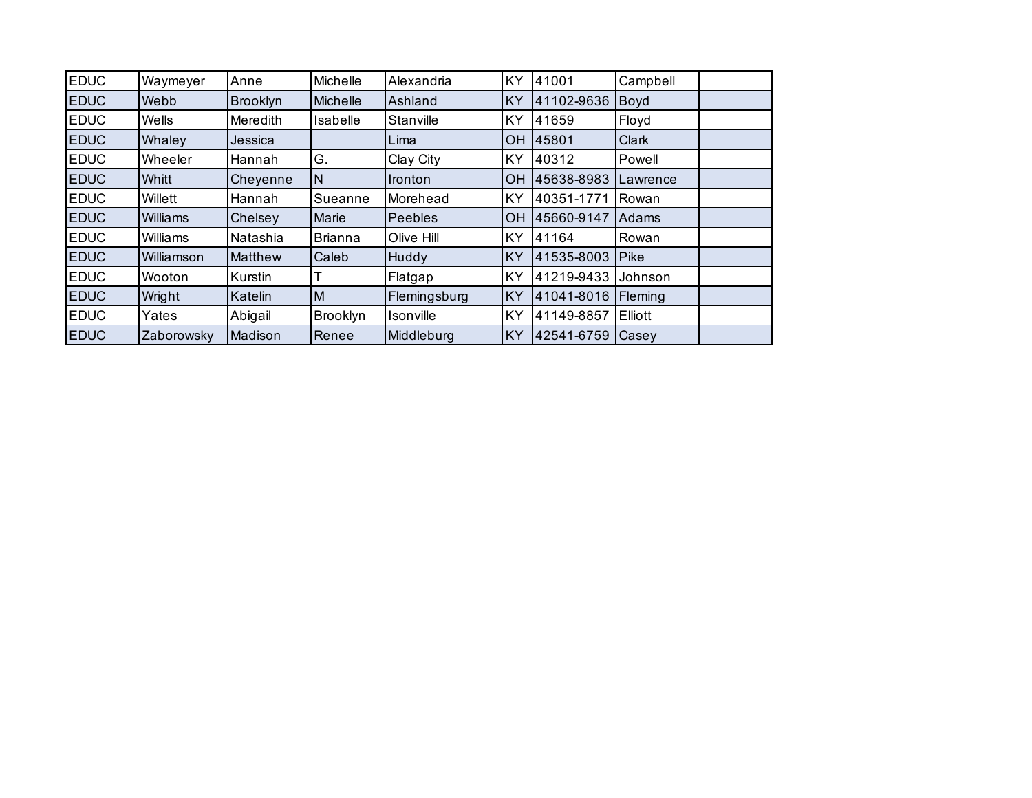| | | | | | | | | |
|---|---|---|---|---|---|---|---|---|
| EDUC | Waymeyer | Anne | Michelle | Alexandria | KY | 41001 | Campbell | |
| EDUC | Webb | Brooklyn | Michelle | Ashland | KY | 41102-9636 | Boyd | |
| EDUC | Wells | Meredith | Isabelle | Stanville | KY | 41659 | Floyd | |
| EDUC | Whaley | Jessica | | Lima | OH | 45801 | Clark | |
| EDUC | Wheeler | Hannah | G. | Clay City | KY | 40312 | Powell | |
| EDUC | Whitt | Cheyenne | N | Ironton | OH | 45638-8983 | Lawrence | |
| EDUC | Willett | Hannah | Sueanne | Morehead | KY | 40351-1771 | Rowan | |
| EDUC | Williams | Chelsey | Marie | Peebles | OH | 45660-9147 | Adams | |
| EDUC | Williams | Natashia | Brianna | Olive Hill | KY | 41164 | Rowan | |
| EDUC | Williamson | Matthew | Caleb | Huddy | KY | 41535-8003 | Pike | |
| EDUC | Wooton | Kurstin | T | Flatgap | KY | 41219-9433 | Johnson | |
| EDUC | Wright | Katelin | M | Flemingsburg | KY | 41041-8016 | Fleming | |
| EDUC | Yates | Abigail | Brooklyn | Isonville | KY | 41149-8857 | Elliott | |
| EDUC | Zaborowsky | Madison | Renee | Middleburg | KY | 42541-6759 | Casey | |